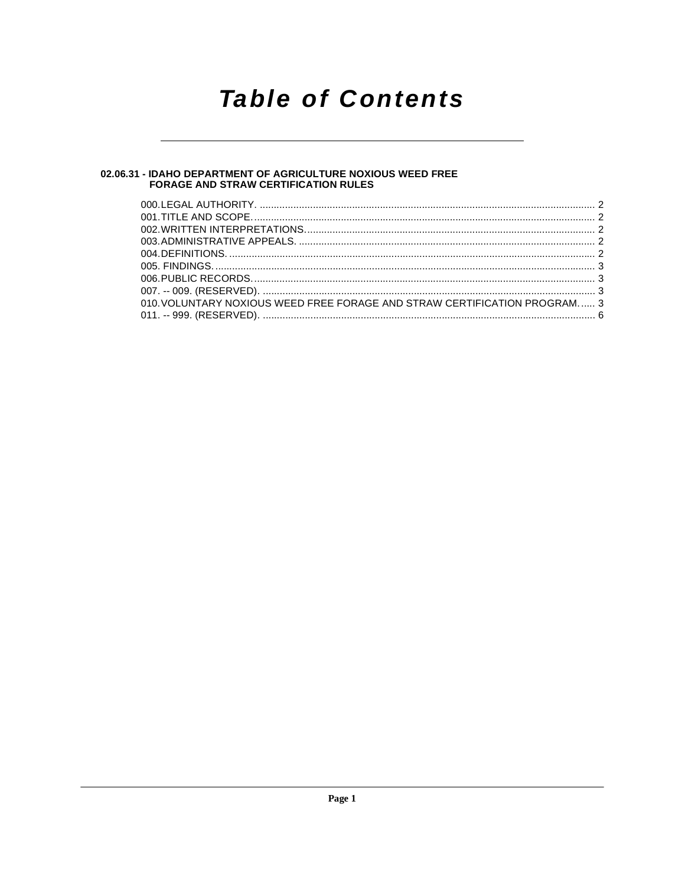# Table of Contents

**02.06.31 - IDAHO DEPARTMENT OF AGRICULTURE NOXIOUS WEED FREE FORAGE AND STRAW CERTIFICATION RULES**

000. LEGAL AUTHORITY. ........ 2
001. TITLE AND SCOPE. ........ 2
002. WRITTEN INTERPRETATIONS. ........ 2
003. ADMINISTRATIVE APPEALS. ........ 2
004. DEFINITIONS. ........ 2
005. FINDINGS. ........ 3
006. PUBLIC RECORDS. ........ 3
007. -- 009. (RESERVED). ........ 3
010. VOLUNTARY NOXIOUS WEED FREE FORAGE AND STRAW CERTIFICATION PROGRAM. ..... 3
011. -- 999. (RESERVED). ........ 6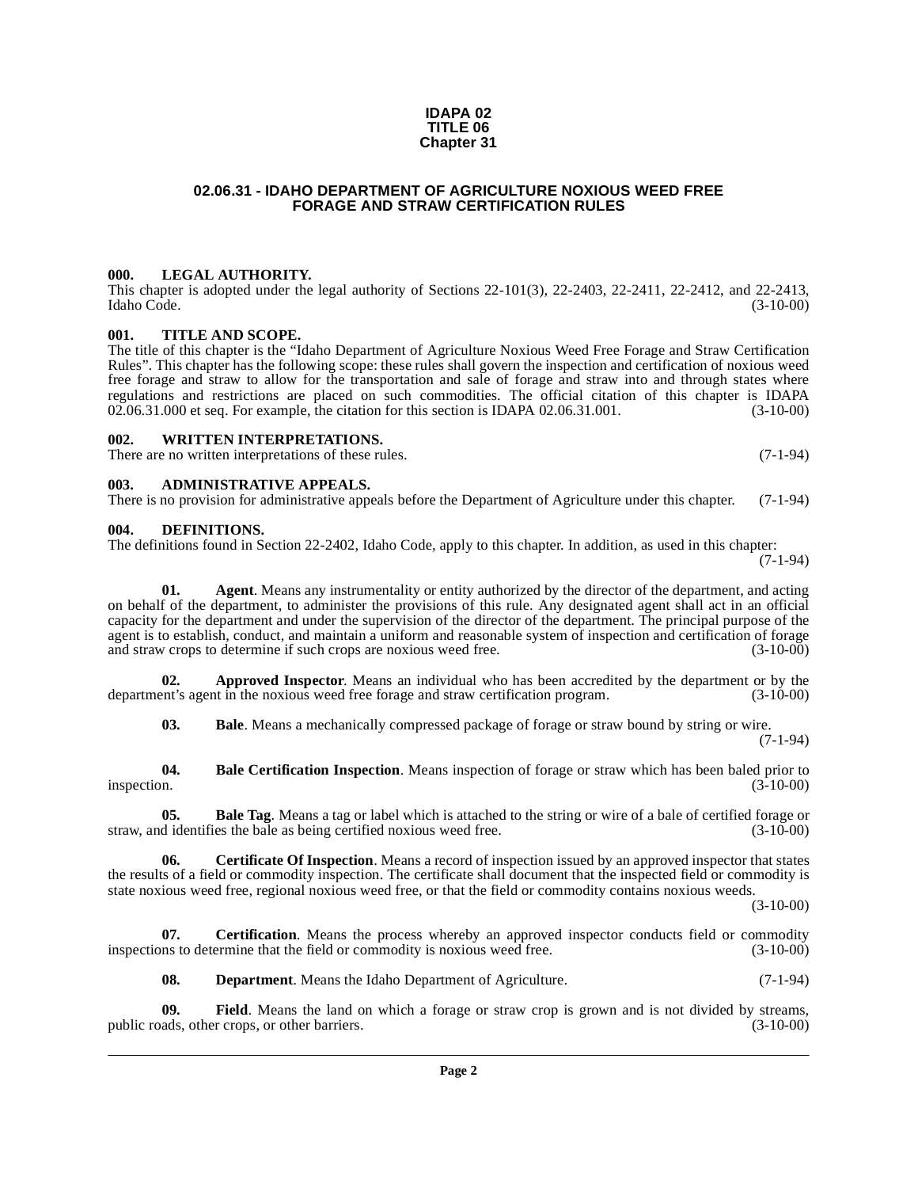# IDAPA 02
# TITLE 06
# Chapter 31

## 02.06.31 - IDAHO DEPARTMENT OF AGRICULTURE NOXIOUS WEED FREE FORAGE AND STRAW CERTIFICATION RULES

### 000. LEGAL AUTHORITY.

This chapter is adopted under the legal authority of Sections 22-101(3), 22-2403, 22-2411, 22-2412, and 22-2413, Idaho Code. (3-10-00)

### 001. TITLE AND SCOPE.

The title of this chapter is the "Idaho Department of Agriculture Noxious Weed Free Forage and Straw Certification Rules". This chapter has the following scope: these rules shall govern the inspection and certification of noxious weed free forage and straw to allow for the transportation and sale of forage and straw into and through states where regulations and restrictions are placed on such commodities. The official citation of this chapter is IDAPA 02.06.31.000 et seq. For example, the citation for this section is IDAPA 02.06.31.001. (3-10-00)

### 002. WRITTEN INTERPRETATIONS.

There are no written interpretations of these rules. (7-1-94)

### 003. ADMINISTRATIVE APPEALS.

There is no provision for administrative appeals before the Department of Agriculture under this chapter. (7-1-94)

### 004. DEFINITIONS.

The definitions found in Section 22-2402, Idaho Code, apply to this chapter. In addition, as used in this chapter: (7-1-94)

**01. Agent**. Means any instrumentality or entity authorized by the director of the department, and acting on behalf of the department, to administer the provisions of this rule. Any designated agent shall act in an official capacity for the department and under the supervision of the director of the department. The principal purpose of the agent is to establish, conduct, and maintain a uniform and reasonable system of inspection and certification of forage and straw crops to determine if such crops are noxious weed free. (3-10-00)

**02. Approved Inspector**. Means an individual who has been accredited by the department or by the department's agent in the noxious weed free forage and straw certification program. (3-10-00)

**03. Bale**. Means a mechanically compressed package of forage or straw bound by string or wire. (7-1-94)

**04. Bale Certification Inspection**. Means inspection of forage or straw which has been baled prior to inspection. (3-10-00)

**05. Bale Tag**. Means a tag or label which is attached to the string or wire of a bale of certified forage or straw, and identifies the bale as being certified noxious weed free. (3-10-00)

**06. Certificate Of Inspection**. Means a record of inspection issued by an approved inspector that states the results of a field or commodity inspection. The certificate shall document that the inspected field or commodity is state noxious weed free, regional noxious weed free, or that the field or commodity contains noxious weeds. (3-10-00)

**07. Certification**. Means the process whereby an approved inspector conducts field or commodity inspections to determine that the field or commodity is noxious weed free. (3-10-00)

**08. Department**. Means the Idaho Department of Agriculture. (7-1-94)

**09. Field**. Means the land on which a forage or straw crop is grown and is not divided by streams, public roads, other crops, or other barriers. (3-10-00)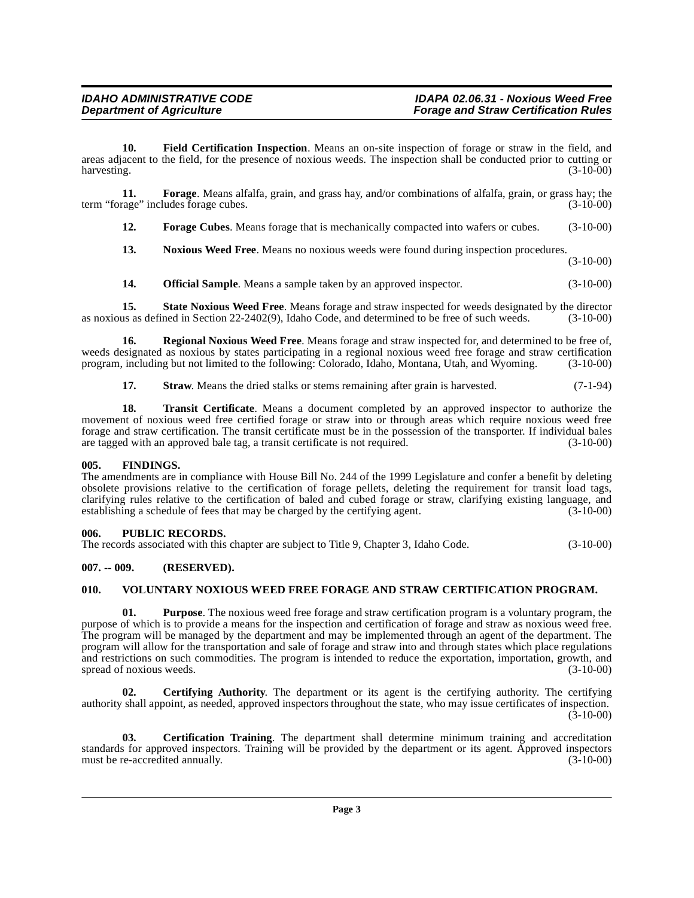**10. Field Certification Inspection**. Means an on-site inspection of forage or straw in the field, and areas adjacent to the field, for the presence of noxious weeds. The inspection shall be conducted prior to cutting or harvesting. (3-10-00)

**11. Forage**. Means alfalfa, grain, and grass hay, and/or combinations of alfalfa, grain, or grass hay; the term "forage" includes forage cubes. (3-10-00)

**12. Forage Cubes**. Means forage that is mechanically compacted into wafers or cubes. (3-10-00)

**13. Noxious Weed Free**. Means no noxious weeds were found during inspection procedures. (3-10-00)

**14. Official Sample**. Means a sample taken by an approved inspector. (3-10-00)

**15. State Noxious Weed Free**. Means forage and straw inspected for weeds designated by the director as noxious as defined in Section 22-2402(9), Idaho Code, and determined to be free of such weeds. (3-10-00)

**16. Regional Noxious Weed Free**. Means forage and straw inspected for, and determined to be free of, weeds designated as noxious by states participating in a regional noxious weed free forage and straw certification program, including but not limited to the following: Colorado, Idaho, Montana, Utah, and Wyoming. (3-10-00)

**17. Straw**. Means the dried stalks or stems remaining after grain is harvested. (7-1-94)

**18. Transit Certificate**. Means a document completed by an approved inspector to authorize the movement of noxious weed free certified forage or straw into or through areas which require noxious weed free forage and straw certification. The transit certificate must be in the possession of the transporter. If individual bales are tagged with an approved bale tag, a transit certificate is not required. (3-10-00)

### 005. FINDINGS.

The amendments are in compliance with House Bill No. 244 of the 1999 Legislature and confer a benefit by deleting obsolete provisions relative to the certification of forage pellets, deleting the requirement for transit load tags, clarifying rules relative to the certification of baled and cubed forage or straw, clarifying existing language, and establishing a schedule of fees that may be charged by the certifying agent. (3-10-00)

### 006. PUBLIC RECORDS.

The records associated with this chapter are subject to Title 9, Chapter 3, Idaho Code. (3-10-00)

### 007. -- 009. (RESERVED).

### 010. VOLUNTARY NOXIOUS WEED FREE FORAGE AND STRAW CERTIFICATION PROGRAM.

**01. Purpose**. The noxious weed free forage and straw certification program is a voluntary program, the purpose of which is to provide a means for the inspection and certification of forage and straw as noxious weed free. The program will be managed by the department and may be implemented through an agent of the department. The program will allow for the transportation and sale of forage and straw into and through states which place regulations and restrictions on such commodities. The program is intended to reduce the exportation, importation, growth, and spread of noxious weeds. (3-10-00)

**02. Certifying Authority**. The department or its agent is the certifying authority. The certifying authority shall appoint, as needed, approved inspectors throughout the state, who may issue certificates of inspection. (3-10-00)

**03. Certification Training**. The department shall determine minimum training and accreditation standards for approved inspectors. Training will be provided by the department or its agent. Approved inspectors must be re-accredited annually. (3-10-00)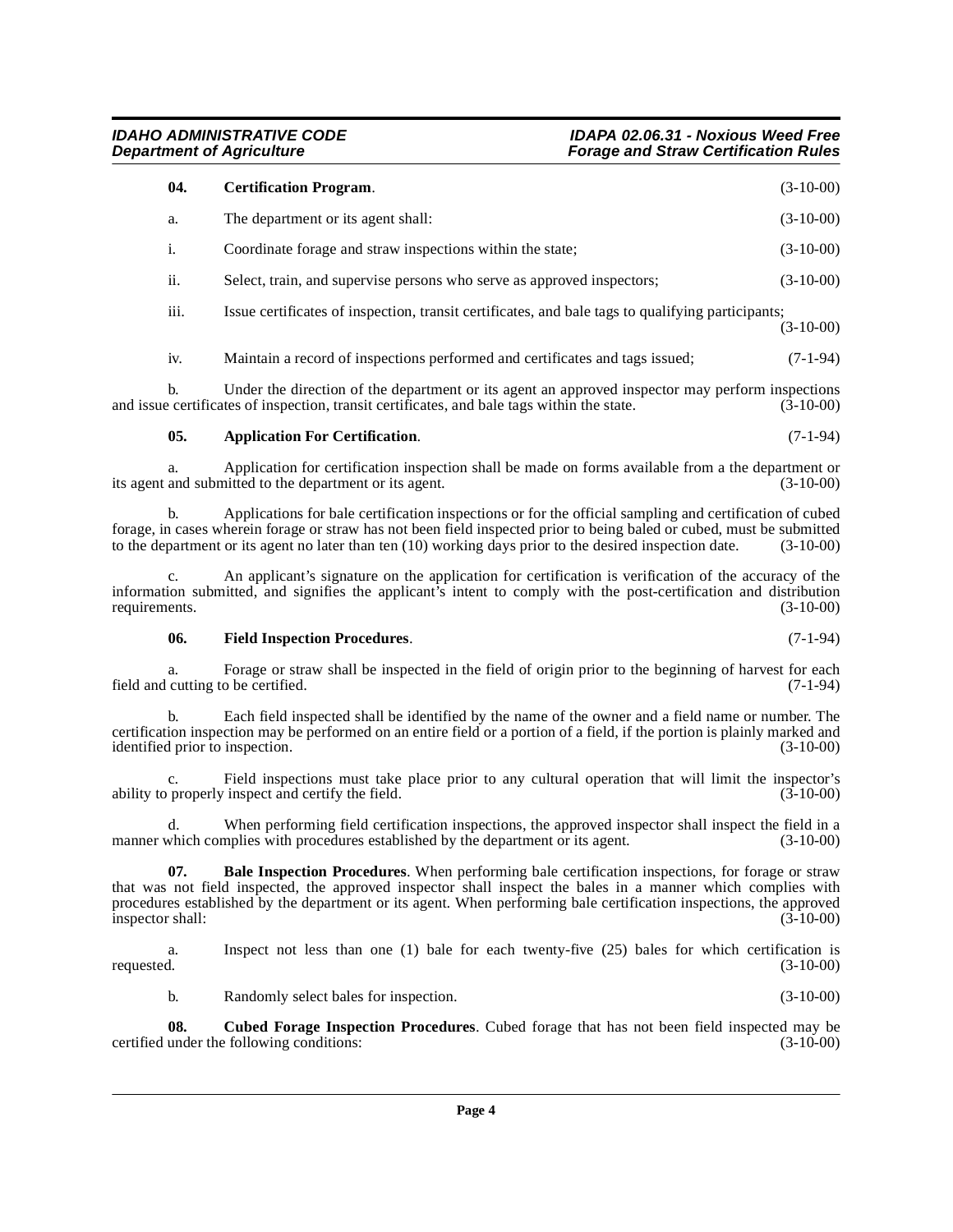**04. Certification Program**. (3-10-00)

a. The department or its agent shall: (3-10-00)

i. Coordinate forage and straw inspections within the state; (3-10-00)

ii. Select, train, and supervise persons who serve as approved inspectors; (3-10-00)

iii. Issue certificates of inspection, transit certificates, and bale tags to qualifying participants; (3-10-00)

iv. Maintain a record of inspections performed and certificates and tags issued; (7-1-94)

b. Under the direction of the department or its agent an approved inspector may perform inspections and issue certificates of inspection, transit certificates, and bale tags within the state. (3-10-00)

**05. Application For Certification**. (7-1-94)

a. Application for certification inspection shall be made on forms available from a the department or its agent and submitted to the department or its agent. (3-10-00)

b. Applications for bale certification inspections or for the official sampling and certification of cubed forage, in cases wherein forage or straw has not been field inspected prior to being baled or cubed, must be submitted to the department or its agent no later than ten (10) working days prior to the desired inspection date. (3-10-00)

c. An applicant's signature on the application for certification is verification of the accuracy of the information submitted, and signifies the applicant's intent to comply with the post-certification and distribution requirements. (3-10-00)

**06. Field Inspection Procedures**. (7-1-94)

a. Forage or straw shall be inspected in the field of origin prior to the beginning of harvest for each field and cutting to be certified. (7-1-94)

b. Each field inspected shall be identified by the name of the owner and a field name or number. The certification inspection may be performed on an entire field or a portion of a field, if the portion is plainly marked and identified prior to inspection. (3-10-00)

c. Field inspections must take place prior to any cultural operation that will limit the inspector's ability to properly inspect and certify the field. (3-10-00)

d. When performing field certification inspections, the approved inspector shall inspect the field in a manner which complies with procedures established by the department or its agent. (3-10-00)

**07. Bale Inspection Procedures**. When performing bale certification inspections, for forage or straw that was not field inspected, the approved inspector shall inspect the bales in a manner which complies with procedures established by the department or its agent. When performing bale certification inspections, the approved inspector shall: (3-10-00)

a. Inspect not less than one (1) bale for each twenty-five (25) bales for which certification is requested. (3-10-00)

b. Randomly select bales for inspection. (3-10-00)

**08. Cubed Forage Inspection Procedures**. Cubed forage that has not been field inspected may be certified under the following conditions: (3-10-00)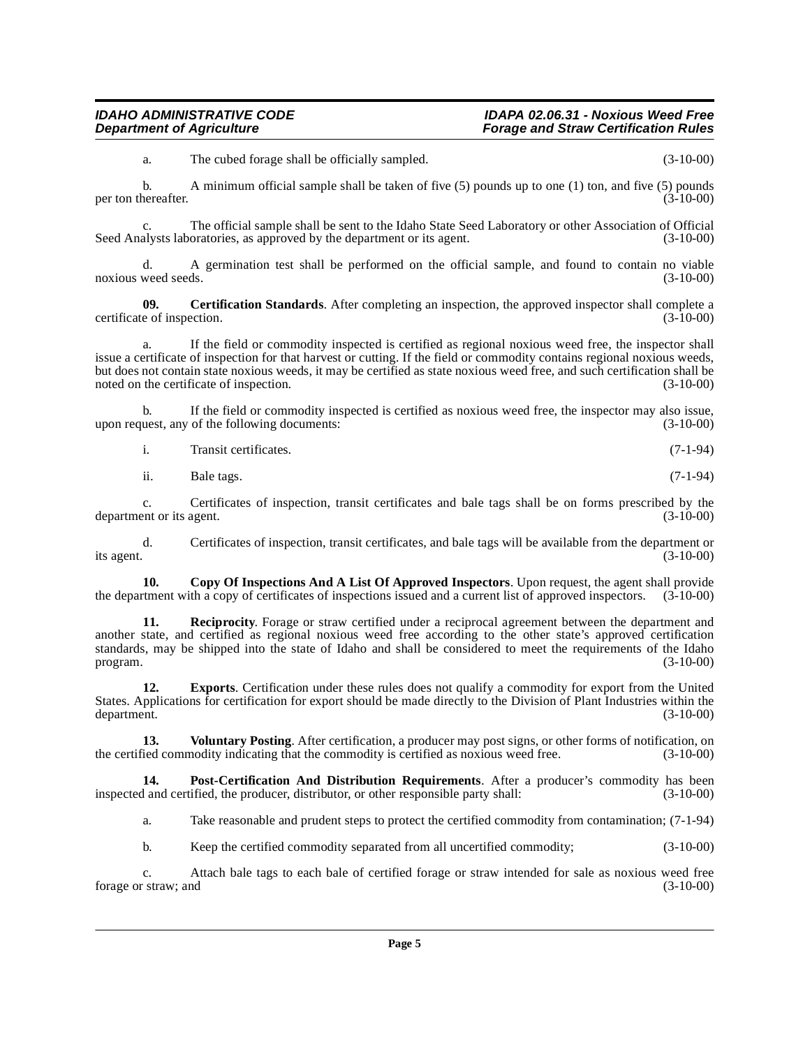a. The cubed forage shall be officially sampled. (3-10-00)

b. A minimum official sample shall be taken of five (5) pounds up to one (1) ton, and five (5) pounds per ton thereafter. (3-10-00)

c. The official sample shall be sent to the Idaho State Seed Laboratory or other Association of Official Seed Analysts laboratories, as approved by the department or its agent. (3-10-00)

d. A germination test shall be performed on the official sample, and found to contain no viable noxious weed seeds. (3-10-00)

**09. Certification Standards**. After completing an inspection, the approved inspector shall complete a certificate of inspection. (3-10-00)

a. If the field or commodity inspected is certified as regional noxious weed free, the inspector shall issue a certificate of inspection for that harvest or cutting. If the field or commodity contains regional noxious weeds, but does not contain state noxious weeds, it may be certified as state noxious weed free, and such certification shall be noted on the certificate of inspection. (3-10-00)

b. If the field or commodity inspected is certified as noxious weed free, the inspector may also issue, upon request, any of the following documents: (3-10-00)

i. Transit certificates. (7-1-94)

ii. Bale tags. (7-1-94)

c. Certificates of inspection, transit certificates and bale tags shall be on forms prescribed by the department or its agent. (3-10-00)

d. Certificates of inspection, transit certificates, and bale tags will be available from the department or its agent. (3-10-00)

**10. Copy Of Inspections And A List Of Approved Inspectors**. Upon request, the agent shall provide the department with a copy of certificates of inspections issued and a current list of approved inspectors. (3-10-00)

**11. Reciprocity**. Forage or straw certified under a reciprocal agreement between the department and another state, and certified as regional noxious weed free according to the other state's approved certification standards, may be shipped into the state of Idaho and shall be considered to meet the requirements of the Idaho program. (3-10-00)

**12. Exports**. Certification under these rules does not qualify a commodity for export from the United States. Applications for certification for export should be made directly to the Division of Plant Industries within the department. (3-10-00)

**13. Voluntary Posting**. After certification, a producer may post signs, or other forms of notification, on the certified commodity indicating that the commodity is certified as noxious weed free. (3-10-00)

**14. Post-Certification And Distribution Requirements**. After a producer's commodity has been inspected and certified, the producer, distributor, or other responsible party shall: (3-10-00)

a. Take reasonable and prudent steps to protect the certified commodity from contamination; (7-1-94)

b. Keep the certified commodity separated from all uncertified commodity; (3-10-00)

c. Attach bale tags to each bale of certified forage or straw intended for sale as noxious weed free forage or straw; and (3-10-00)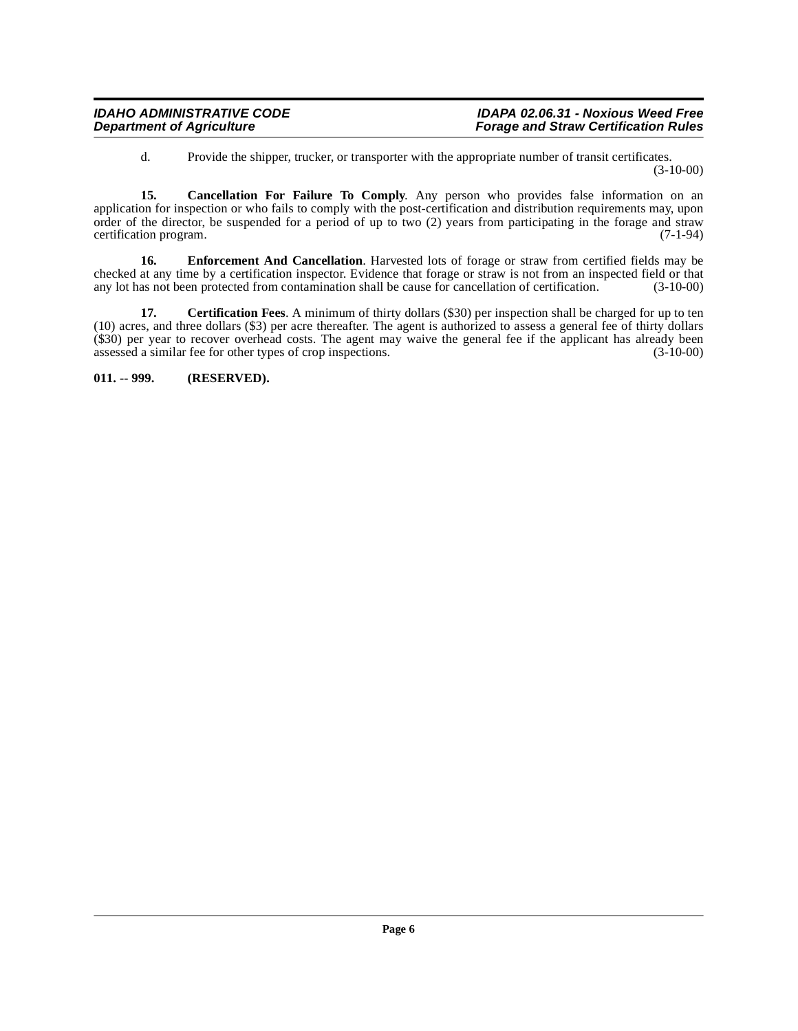d. Provide the shipper, trucker, or transporter with the appropriate number of transit certificates. (3-10-00)

**15. Cancellation For Failure To Comply**. Any person who provides false information on an application for inspection or who fails to comply with the post-certification and distribution requirements may, upon order of the director, be suspended for a period of up to two (2) years from participating in the forage and straw certification program. (7-1-94)

**16. Enforcement And Cancellation**. Harvested lots of forage or straw from certified fields may be checked at any time by a certification inspector. Evidence that forage or straw is not from an inspected field or that any lot has not been protected from contamination shall be cause for cancellation of certification. (3-10-00)

**17. Certification Fees**. A minimum of thirty dollars ($30) per inspection shall be charged for up to ten (10) acres, and three dollars ($3) per acre thereafter. The agent is authorized to assess a general fee of thirty dollars ($30) per year to recover overhead costs. The agent may waive the general fee if the applicant has already been assessed a similar fee for other types of crop inspections. (3-10-00)

**011. -- 999. (RESERVED).**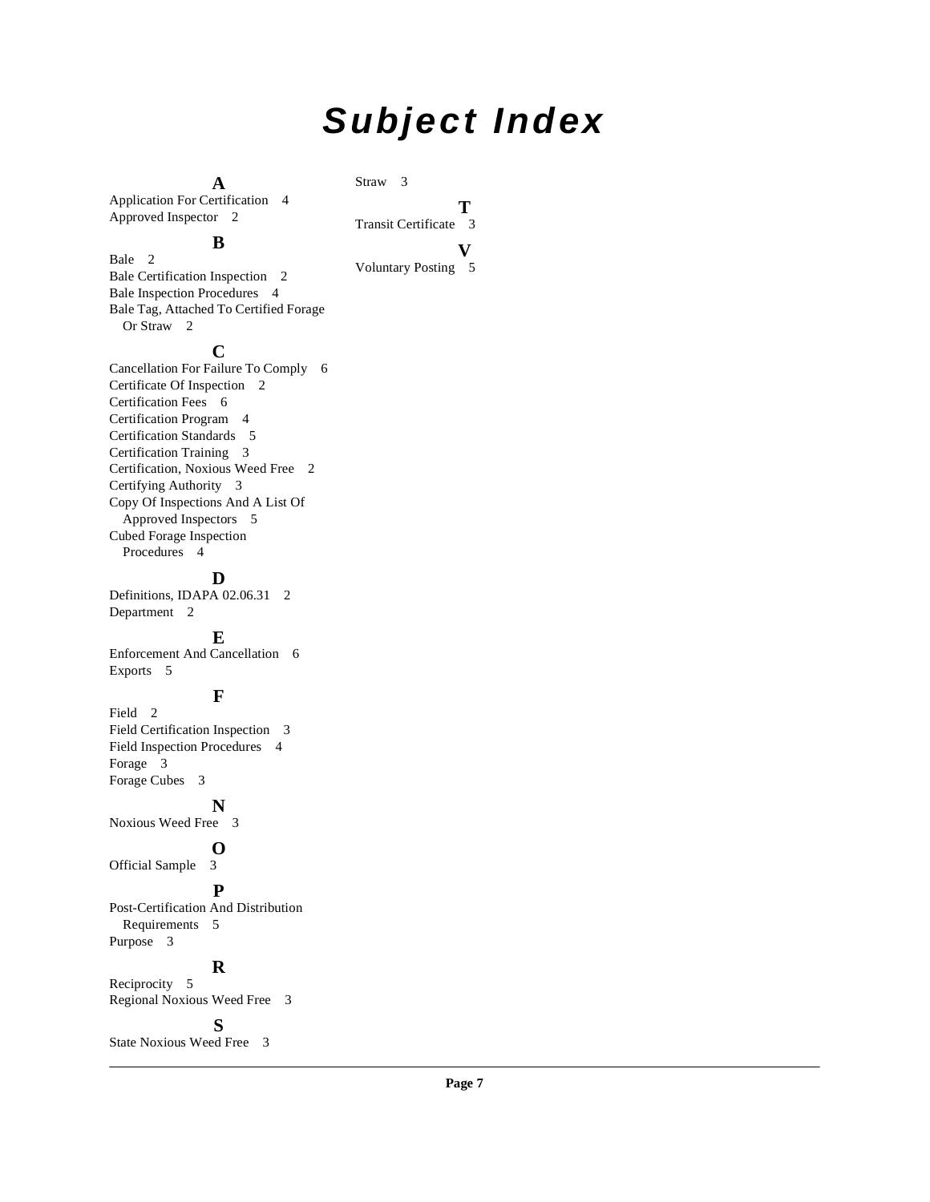# Subject Index

**A**

Application For Certification 4
Approved Inspector 2

**B**

Bale 2
Bale Certification Inspection 2
Bale Inspection Procedures 4
Bale Tag, Attached To Certified Forage Or Straw 2

**C**

Cancellation For Failure To Comply 6
Certificate Of Inspection 2
Certification Fees 6
Certification Program 4
Certification Standards 5
Certification Training 3
Certification, Noxious Weed Free 2
Certifying Authority 3
Copy Of Inspections And A List Of Approved Inspectors 5
Cubed Forage Inspection Procedures 4

**D**

Definitions, IDAPA 02.06.31 2
Department 2

**E**

Enforcement And Cancellation 6
Exports 5

**F**

Field 2
Field Certification Inspection 3
Field Inspection Procedures 4
Forage 3
Forage Cubes 3

**N**

Noxious Weed Free 3

**O**

Official Sample 3

**P**

Post-Certification And Distribution Requirements 5
Purpose 3

**R**

Reciprocity 5
Regional Noxious Weed Free 3

**S**

State Noxious Weed Free 3
Straw 3

**T**

Transit Certificate 3

**V**

Voluntary Posting 5